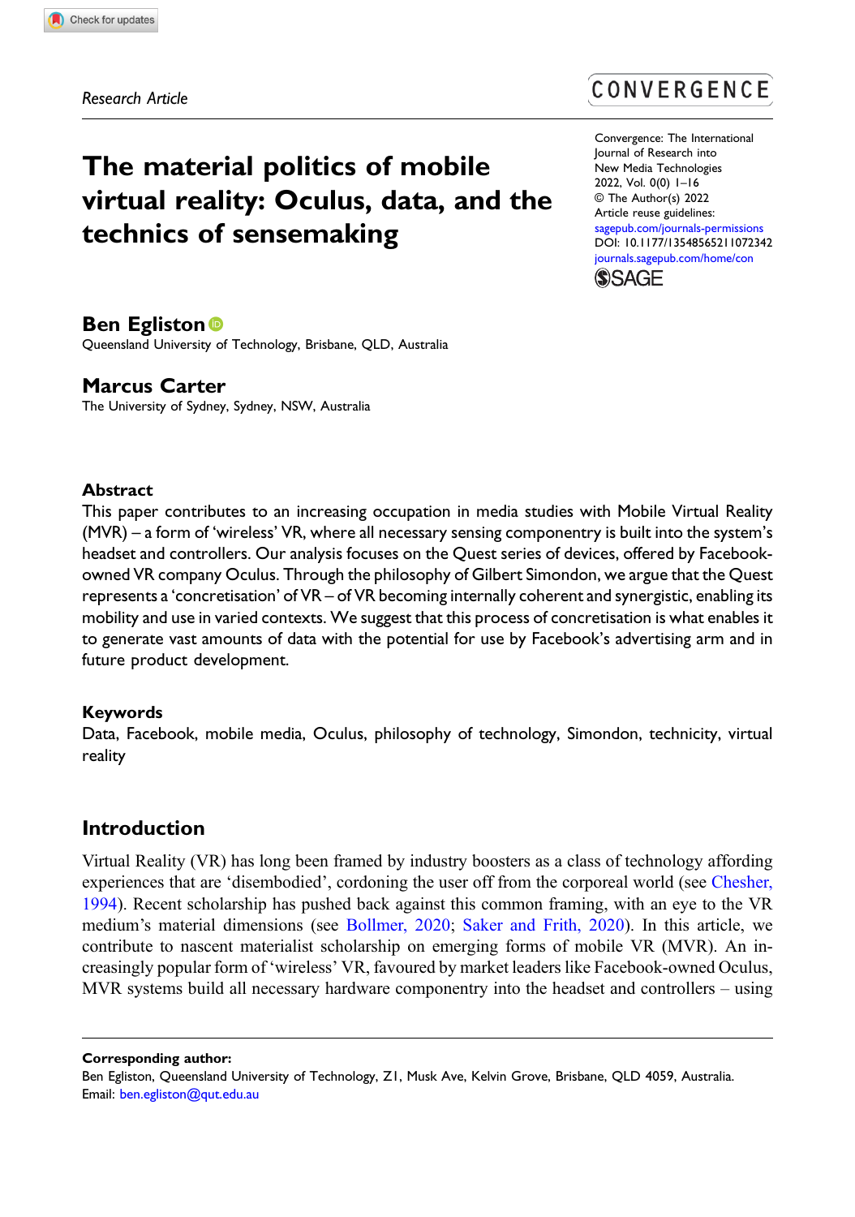Research Article

# The material politics of mobile virtual reality: Oculus, data, and the technics of sensemaking

Convergence: The International Journal of Research into New Media Technologies
2022, Vol. 0(0) 1–16
© The Author(s) 2022
Article reuse guidelines: sagepub.com/journals-permissions
DOI: 10.1177/13548565211072342
journals.sagepub.com/home/con

**Ben Egliston**
Queensland University of Technology, Brisbane, QLD, Australia

**Marcus Carter**
The University of Sydney, Sydney, NSW, Australia

## Abstract

This paper contributes to an increasing occupation in media studies with Mobile Virtual Reality (MVR) – a form of 'wireless' VR, where all necessary sensing componentry is built into the system's headset and controllers. Our analysis focuses on the Quest series of devices, offered by Facebook-owned VR company Oculus. Through the philosophy of Gilbert Simondon, we argue that the Quest represents a 'concretisation' of VR – of VR becoming internally coherent and synergistic, enabling its mobility and use in varied contexts. We suggest that this process of concretisation is what enables it to generate vast amounts of data with the potential for use by Facebook's advertising arm and in future product development.

## Keywords

Data, Facebook, mobile media, Oculus, philosophy of technology, Simondon, technicity, virtual reality

## Introduction

Virtual Reality (VR) has long been framed by industry boosters as a class of technology affording experiences that are 'disembodied', cordoning the user off from the corporeal world (see Chesher, 1994). Recent scholarship has pushed back against this common framing, with an eye to the VR medium's material dimensions (see Bollmer, 2020; Saker and Frith, 2020). In this article, we contribute to nascent materialist scholarship on emerging forms of mobile VR (MVR). An increasingly popular form of 'wireless' VR, favoured by market leaders like Facebook-owned Oculus, MVR systems build all necessary hardware componentry into the headset and controllers – using

**Corresponding author:**
Ben Egliston, Queensland University of Technology, Z1, Musk Ave, Kelvin Grove, Brisbane, QLD 4059, Australia.
Email: ben.egliston@qut.edu.au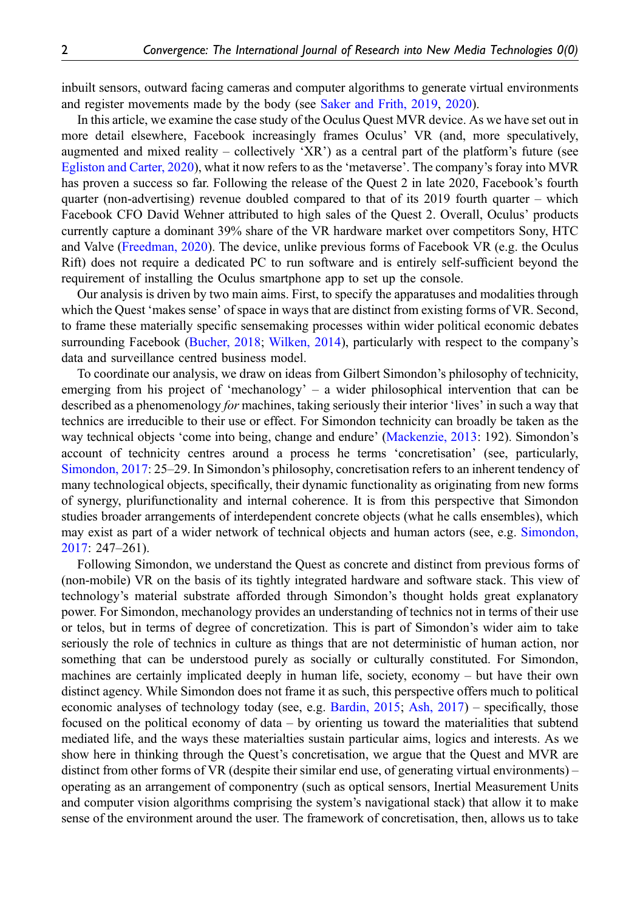inbuilt sensors, outward facing cameras and computer algorithms to generate virtual environments and register movements made by the body (see Saker and Frith, 2019, 2020).

In this article, we examine the case study of the Oculus Quest MVR device. As we have set out in more detail elsewhere, Facebook increasingly frames Oculus' VR (and, more speculatively, augmented and mixed reality – collectively 'XR') as a central part of the platform's future (see Egliston and Carter, 2020), what it now refers to as the 'metaverse'. The company's foray into MVR has proven a success so far. Following the release of the Quest 2 in late 2020, Facebook's fourth quarter (non-advertising) revenue doubled compared to that of its 2019 fourth quarter – which Facebook CFO David Wehner attributed to high sales of the Quest 2. Overall, Oculus' products currently capture a dominant 39% share of the VR hardware market over competitors Sony, HTC and Valve (Freedman, 2020). The device, unlike previous forms of Facebook VR (e.g. the Oculus Rift) does not require a dedicated PC to run software and is entirely self-sufficient beyond the requirement of installing the Oculus smartphone app to set up the console.

Our analysis is driven by two main aims. First, to specify the apparatuses and modalities through which the Quest 'makes sense' of space in ways that are distinct from existing forms of VR. Second, to frame these materially specific sensemaking processes within wider political economic debates surrounding Facebook (Bucher, 2018; Wilken, 2014), particularly with respect to the company's data and surveillance centred business model.

To coordinate our analysis, we draw on ideas from Gilbert Simondon's philosophy of technicity, emerging from his project of 'mechanology' – a wider philosophical intervention that can be described as a phenomenology *for* machines, taking seriously their interior 'lives' in such a way that technics are irreducible to their use or effect. For Simondon technicity can broadly be taken as the way technical objects 'come into being, change and endure' (Mackenzie, 2013: 192). Simondon's account of technicity centres around a process he terms 'concretisation' (see, particularly, Simondon, 2017: 25–29. In Simondon's philosophy, concretisation refers to an inherent tendency of many technological objects, specifically, their dynamic functionality as originating from new forms of synergy, plurifunctionality and internal coherence. It is from this perspective that Simondon studies broader arrangements of interdependent concrete objects (what he calls ensembles), which may exist as part of a wider network of technical objects and human actors (see, e.g. Simondon, 2017: 247–261).

Following Simondon, we understand the Quest as concrete and distinct from previous forms of (non-mobile) VR on the basis of its tightly integrated hardware and software stack. This view of technology's material substrate afforded through Simondon's thought holds great explanatory power. For Simondon, mechanology provides an understanding of technics not in terms of their use or telos, but in terms of degree of concretization. This is part of Simondon's wider aim to take seriously the role of technics in culture as things that are not deterministic of human action, nor something that can be understood purely as socially or culturally constituted. For Simondon, machines are certainly implicated deeply in human life, society, economy – but have their own distinct agency. While Simondon does not frame it as such, this perspective offers much to political economic analyses of technology today (see, e.g. Bardin, 2015; Ash, 2017) – specifically, those focused on the political economy of data – by orienting us toward the materialities that subtend mediated life, and the ways these materialties sustain particular aims, logics and interests. As we show here in thinking through the Quest's concretisation, we argue that the Quest and MVR are distinct from other forms of VR (despite their similar end use, of generating virtual environments) – operating as an arrangement of componentry (such as optical sensors, Inertial Measurement Units and computer vision algorithms comprising the system's navigational stack) that allow it to make sense of the environment around the user. The framework of concretisation, then, allows us to take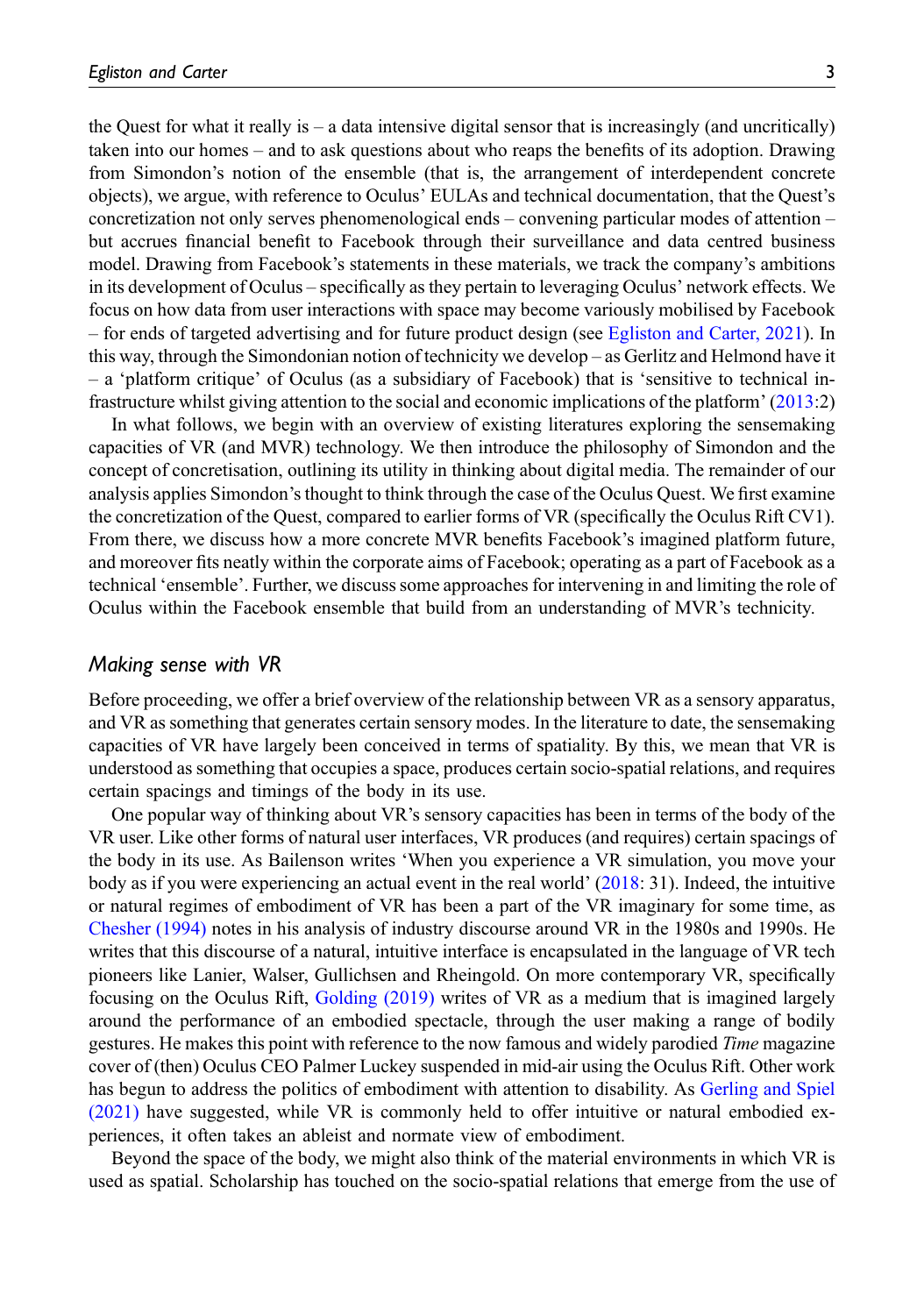the Quest for what it really is – a data intensive digital sensor that is increasingly (and uncritically) taken into our homes – and to ask questions about who reaps the benefits of its adoption. Drawing from Simondon's notion of the ensemble (that is, the arrangement of interdependent concrete objects), we argue, with reference to Oculus' EULAs and technical documentation, that the Quest's concretization not only serves phenomenological ends – convening particular modes of attention – but accrues financial benefit to Facebook through their surveillance and data centred business model. Drawing from Facebook's statements in these materials, we track the company's ambitions in its development of Oculus – specifically as they pertain to leveraging Oculus' network effects. We focus on how data from user interactions with space may become variously mobilised by Facebook – for ends of targeted advertising and for future product design (see Egliston and Carter, 2021). In this way, through the Simondonian notion of technicity we develop – as Gerlitz and Helmond have it – a 'platform critique' of Oculus (as a subsidiary of Facebook) that is 'sensitive to technical infrastructure whilst giving attention to the social and economic implications of the platform' (2013:2)

In what follows, we begin with an overview of existing literatures exploring the sensemaking capacities of VR (and MVR) technology. We then introduce the philosophy of Simondon and the concept of concretisation, outlining its utility in thinking about digital media. The remainder of our analysis applies Simondon's thought to think through the case of the Oculus Quest. We first examine the concretization of the Quest, compared to earlier forms of VR (specifically the Oculus Rift CV1). From there, we discuss how a more concrete MVR benefits Facebook's imagined platform future, and moreover fits neatly within the corporate aims of Facebook; operating as a part of Facebook as a technical 'ensemble'. Further, we discuss some approaches for intervening in and limiting the role of Oculus within the Facebook ensemble that build from an understanding of MVR's technicity.

## Making sense with VR

Before proceeding, we offer a brief overview of the relationship between VR as a sensory apparatus, and VR as something that generates certain sensory modes. In the literature to date, the sensemaking capacities of VR have largely been conceived in terms of spatiality. By this, we mean that VR is understood as something that occupies a space, produces certain socio-spatial relations, and requires certain spacings and timings of the body in its use.

One popular way of thinking about VR's sensory capacities has been in terms of the body of the VR user. Like other forms of natural user interfaces, VR produces (and requires) certain spacings of the body in its use. As Bailenson writes 'When you experience a VR simulation, you move your body as if you were experiencing an actual event in the real world' (2018: 31). Indeed, the intuitive or natural regimes of embodiment of VR has been a part of the VR imaginary for some time, as Chesher (1994) notes in his analysis of industry discourse around VR in the 1980s and 1990s. He writes that this discourse of a natural, intuitive interface is encapsulated in the language of VR tech pioneers like Lanier, Walser, Gullichsen and Rheingold. On more contemporary VR, specifically focusing on the Oculus Rift, Golding (2019) writes of VR as a medium that is imagined largely around the performance of an embodied spectacle, through the user making a range of bodily gestures. He makes this point with reference to the now famous and widely parodied *Time* magazine cover of (then) Oculus CEO Palmer Luckey suspended in mid-air using the Oculus Rift. Other work has begun to address the politics of embodiment with attention to disability. As Gerling and Spiel (2021) have suggested, while VR is commonly held to offer intuitive or natural embodied experiences, it often takes an ableist and normate view of embodiment.

Beyond the space of the body, we might also think of the material environments in which VR is used as spatial. Scholarship has touched on the socio-spatial relations that emerge from the use of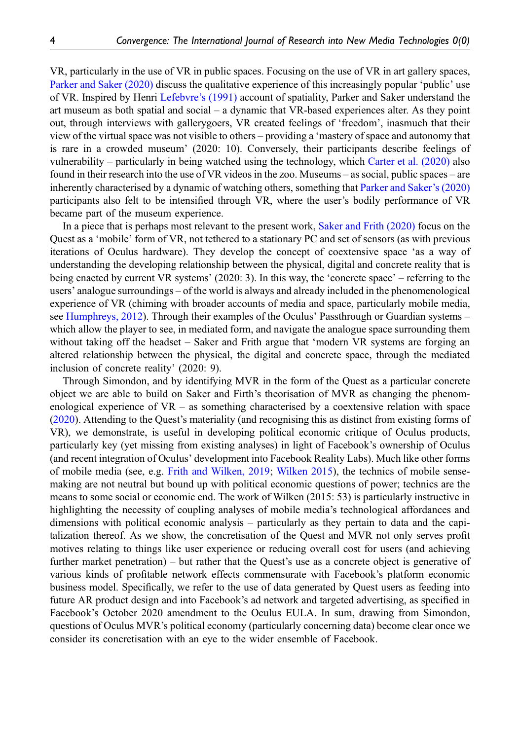VR, particularly in the use of VR in public spaces. Focusing on the use of VR in art gallery spaces, Parker and Saker (2020) discuss the qualitative experience of this increasingly popular 'public' use of VR. Inspired by Henri Lefebvre's (1991) account of spatiality, Parker and Saker understand the art museum as both spatial and social – a dynamic that VR-based experiences alter. As they point out, through interviews with gallerygoers, VR created feelings of 'freedom', inasmuch that their view of the virtual space was not visible to others – providing a 'mastery of space and autonomy that is rare in a crowded museum' (2020: 10). Conversely, their participants describe feelings of vulnerability – particularly in being watched using the technology, which Carter et al. (2020) also found in their research into the use of VR videos in the zoo. Museums – as social, public spaces – are inherently characterised by a dynamic of watching others, something that Parker and Saker's (2020) participants also felt to be intensified through VR, where the user's bodily performance of VR became part of the museum experience.

In a piece that is perhaps most relevant to the present work, Saker and Frith (2020) focus on the Quest as a 'mobile' form of VR, not tethered to a stationary PC and set of sensors (as with previous iterations of Oculus hardware). They develop the concept of coextensive space 'as a way of understanding the developing relationship between the physical, digital and concrete reality that is being enacted by current VR systems' (2020: 3). In this way, the 'concrete space' – referring to the users' analogue surroundings – of the world is always and already included in the phenomenological experience of VR (chiming with broader accounts of media and space, particularly mobile media, see Humphreys, 2012). Through their examples of the Oculus' Passthrough or Guardian systems – which allow the player to see, in mediated form, and navigate the analogue space surrounding them without taking off the headset – Saker and Frith argue that 'modern VR systems are forging an altered relationship between the physical, the digital and concrete space, through the mediated inclusion of concrete reality' (2020: 9).

Through Simondon, and by identifying MVR in the form of the Quest as a particular concrete object we are able to build on Saker and Firth's theorisation of MVR as changing the phenomenological experience of VR – as something characterised by a coextensive relation with space (2020). Attending to the Quest's materiality (and recognising this as distinct from existing forms of VR), we demonstrate, is useful in developing political economic critique of Oculus products, particularly key (yet missing from existing analyses) in light of Facebook's ownership of Oculus (and recent integration of Oculus' development into Facebook Reality Labs). Much like other forms of mobile media (see, e.g. Frith and Wilken, 2019; Wilken 2015), the technics of mobile sense-making are not neutral but bound up with political economic questions of power; technics are the means to some social or economic end. The work of Wilken (2015: 53) is particularly instructive in highlighting the necessity of coupling analyses of mobile media's technological affordances and dimensions with political economic analysis – particularly as they pertain to data and the capitalization thereof. As we show, the concretisation of the Quest and MVR not only serves profit motives relating to things like user experience or reducing overall cost for users (and achieving further market penetration) – but rather that the Quest's use as a concrete object is generative of various kinds of profitable network effects commensurate with Facebook's platform economic business model. Specifically, we refer to the use of data generated by Quest users as feeding into future AR product design and into Facebook's ad network and targeted advertising, as specified in Facebook's October 2020 amendment to the Oculus EULA. In sum, drawing from Simondon, questions of Oculus MVR's political economy (particularly concerning data) become clear once we consider its concretisation with an eye to the wider ensemble of Facebook.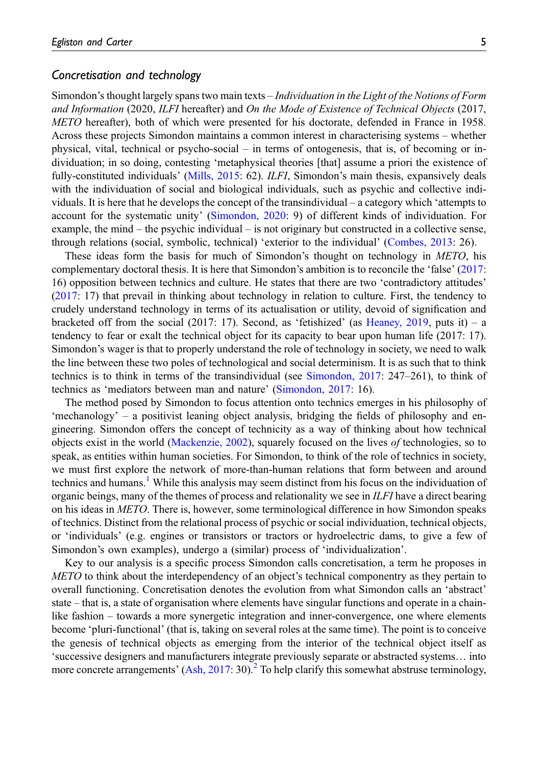### Concretisation and technology

Simondon's thought largely spans two main texts – *Individuation in the Light of the Notions of Form and Information* (2020, *ILFI* hereafter) and *On the Mode of Existence of Technical Objects* (2017, *METO* hereafter), both of which were presented for his doctorate, defended in France in 1958. Across these projects Simondon maintains a common interest in characterising systems – whether physical, vital, technical or psycho-social – in terms of ontogenesis, that is, of becoming or individuation; in so doing, contesting 'metaphysical theories [that] assume a priori the existence of fully-constituted individuals' (Mills, 2015: 62). *ILFI*, Simondon's main thesis, expansively deals with the individuation of social and biological individuals, such as psychic and collective individuals. It is here that he develops the concept of the transindividual – a category which 'attempts to account for the systematic unity' (Simondon, 2020: 9) of different kinds of individuation. For example, the mind – the psychic individual – is not originary but constructed in a collective sense, through relations (social, symbolic, technical) 'exterior to the individual' (Combes, 2013: 26).

These ideas form the basis for much of Simondon's thought on technology in *METO*, his complementary doctoral thesis. It is here that Simondon's ambition is to reconcile the 'false' (2017: 16) opposition between technics and culture. He states that there are two 'contradictory attitudes' (2017: 17) that prevail in thinking about technology in relation to culture. First, the tendency to crudely understand technology in terms of its actualisation or utility, devoid of signification and bracketed off from the social (2017: 17). Second, as 'fetishized' (as Heaney, 2019, puts it) – a tendency to fear or exalt the technical object for its capacity to bear upon human life (2017: 17). Simondon's wager is that to properly understand the role of technology in society, we need to walk the line between these two poles of technological and social determinism. It is as such that to think technics is to think in terms of the transindividual (see Simondon, 2017: 247–261), to think of technics as 'mediators between man and nature' (Simondon, 2017: 16).

The method posed by Simondon to focus attention onto technics emerges in his philosophy of 'mechanology' – a positivist leaning object analysis, bridging the fields of philosophy and engineering. Simondon offers the concept of technicity as a way of thinking about how technical objects exist in the world (Mackenzie, 2002), squarely focused on the lives *of* technologies, so to speak, as entities within human societies. For Simondon, to think of the role of technics in society, we must first explore the network of more-than-human relations that form between and around technics and humans.[1] While this analysis may seem distinct from his focus on the individuation of organic beings, many of the themes of process and relationality we see in *ILFI* have a direct bearing on his ideas in *METO*. There is, however, some terminological difference in how Simondon speaks of technics. Distinct from the relational process of psychic or social individuation, technical objects, or 'individuals' (e.g. engines or transistors or tractors or hydroelectric dams, to give a few of Simondon's own examples), undergo a (similar) process of 'individualization'.

Key to our analysis is a specific process Simondon calls concretisation, a term he proposes in *METO* to think about the interdependency of an object's technical componentry as they pertain to overall functioning. Concretisation denotes the evolution from what Simondon calls an 'abstract' state – that is, a state of organisation where elements have singular functions and operate in a chain-like fashion – towards a more synergetic integration and inner-convergence, one where elements become 'pluri-functional' (that is, taking on several roles at the same time). The point is to conceive the genesis of technical objects as emerging from the interior of the technical object itself as 'successive designers and manufacturers integrate previously separate or abstracted systems… into more concrete arrangements' (Ash, 2017: 30).[2] To help clarify this somewhat abstruse terminology,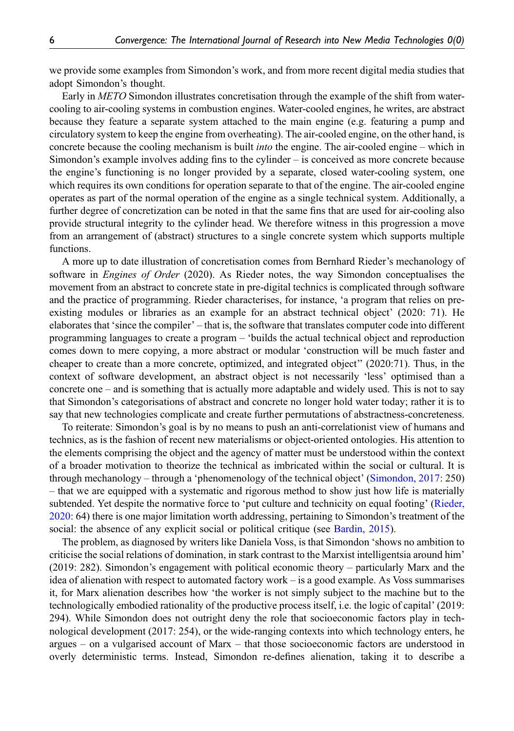we provide some examples from Simondon's work, and from more recent digital media studies that adopt Simondon's thought.

Early in *METO* Simondon illustrates concretisation through the example of the shift from water-cooling to air-cooling systems in combustion engines. Water-cooled engines, he writes, are abstract because they feature a separate system attached to the main engine (e.g. featuring a pump and circulatory system to keep the engine from overheating). The air-cooled engine, on the other hand, is concrete because the cooling mechanism is built *into* the engine. The air-cooled engine – which in Simondon's example involves adding fins to the cylinder – is conceived as more concrete because the engine's functioning is no longer provided by a separate, closed water-cooling system, one which requires its own conditions for operation separate to that of the engine. The air-cooled engine operates as part of the normal operation of the engine as a single technical system. Additionally, a further degree of concretization can be noted in that the same fins that are used for air-cooling also provide structural integrity to the cylinder head. We therefore witness in this progression a move from an arrangement of (abstract) structures to a single concrete system which supports multiple functions.

A more up to date illustration of concretisation comes from Bernhard Rieder's mechanology of software in *Engines of Order* (2020). As Rieder notes, the way Simondon conceptualises the movement from an abstract to concrete state in pre-digital technics is complicated through software and the practice of programming. Rieder characterises, for instance, 'a program that relies on pre-existing modules or libraries as an example for an abstract technical object' (2020: 71). He elaborates that 'since the compiler' – that is, the software that translates computer code into different programming languages to create a program – 'builds the actual technical object and reproduction comes down to mere copying, a more abstract or modular 'construction will be much faster and cheaper to create than a more concrete, optimized, and integrated object'' (2020:71). Thus, in the context of software development, an abstract object is not necessarily 'less' optimised than a concrete one – and is something that is actually more adaptable and widely used. This is not to say that Simondon's categorisations of abstract and concrete no longer hold water today; rather it is to say that new technologies complicate and create further permutations of abstractness-concreteness.

To reiterate: Simondon's goal is by no means to push an anti-correlationist view of humans and technics, as is the fashion of recent new materialisms or object-oriented ontologies. His attention to the elements comprising the object and the agency of matter must be understood within the context of a broader motivation to theorize the technical as imbricated within the social or cultural. It is through mechanology – through a 'phenomenology of the technical object' (Simondon, 2017: 250) – that we are equipped with a systematic and rigorous method to show just how life is materially subtended. Yet despite the normative force to 'put culture and technicity on equal footing' (Rieder, 2020: 64) there is one major limitation worth addressing, pertaining to Simondon's treatment of the social: the absence of any explicit social or political critique (see Bardin, 2015).

The problem, as diagnosed by writers like Daniela Voss, is that Simondon 'shows no ambition to criticise the social relations of domination, in stark contrast to the Marxist intelligentsia around him' (2019: 282). Simondon's engagement with political economic theory – particularly Marx and the idea of alienation with respect to automated factory work – is a good example. As Voss summarises it, for Marx alienation describes how 'the worker is not simply subject to the machine but to the technologically embodied rationality of the productive process itself, i.e. the logic of capital' (2019: 294). While Simondon does not outright deny the role that socioeconomic factors play in technological development (2017: 254), or the wide-ranging contexts into which technology enters, he argues – on a vulgarised account of Marx – that those socioeconomic factors are understood in overly deterministic terms. Instead, Simondon re-defines alienation, taking it to describe a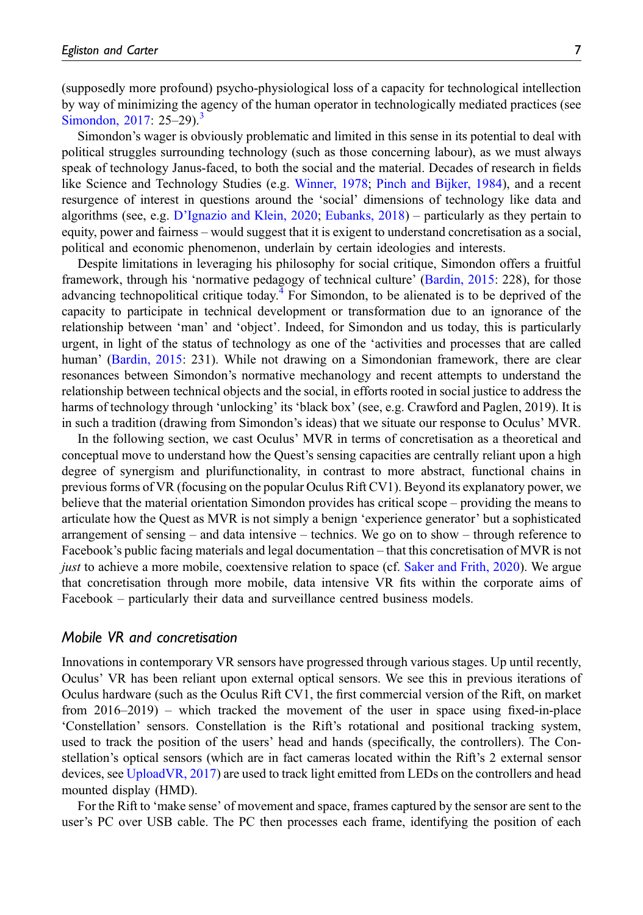(supposedly more profound) psycho-physiological loss of a capacity for technological intellection by way of minimizing the agency of the human operator in technologically mediated practices (see Simondon, 2017: 25–29).[3]

Simondon's wager is obviously problematic and limited in this sense in its potential to deal with political struggles surrounding technology (such as those concerning labour), as we must always speak of technology Janus-faced, to both the social and the material. Decades of research in fields like Science and Technology Studies (e.g. Winner, 1978; Pinch and Bijker, 1984), and a recent resurgence of interest in questions around the 'social' dimensions of technology like data and algorithms (see, e.g. D'Ignazio and Klein, 2020; Eubanks, 2018) – particularly as they pertain to equity, power and fairness – would suggest that it is exigent to understand concretisation as a social, political and economic phenomenon, underlain by certain ideologies and interests.

Despite limitations in leveraging his philosophy for social critique, Simondon offers a fruitful framework, through his 'normative pedagogy of technical culture' (Bardin, 2015: 228), for those advancing technopolitical critique today.[4] For Simondon, to be alienated is to be deprived of the capacity to participate in technical development or transformation due to an ignorance of the relationship between 'man' and 'object'. Indeed, for Simondon and us today, this is particularly urgent, in light of the status of technology as one of the 'activities and processes that are called human' (Bardin, 2015: 231). While not drawing on a Simondonian framework, there are clear resonances between Simondon's normative mechanology and recent attempts to understand the relationship between technical objects and the social, in efforts rooted in social justice to address the harms of technology through 'unlocking' its 'black box' (see, e.g. Crawford and Paglen, 2019). It is in such a tradition (drawing from Simondon's ideas) that we situate our response to Oculus' MVR.

In the following section, we cast Oculus' MVR in terms of concretisation as a theoretical and conceptual move to understand how the Quest's sensing capacities are centrally reliant upon a high degree of synergism and plurifunctionality, in contrast to more abstract, functional chains in previous forms of VR (focusing on the popular Oculus Rift CV1). Beyond its explanatory power, we believe that the material orientation Simondon provides has critical scope – providing the means to articulate how the Quest as MVR is not simply a benign 'experience generator' but a sophisticated arrangement of sensing – and data intensive – technics. We go on to show – through reference to Facebook's public facing materials and legal documentation – that this concretisation of MVR is not *just* to achieve a more mobile, coextensive relation to space (cf. Saker and Frith, 2020). We argue that concretisation through more mobile, data intensive VR fits within the corporate aims of Facebook – particularly their data and surveillance centred business models.

## *Mobile VR and concretisation*

Innovations in contemporary VR sensors have progressed through various stages. Up until recently, Oculus' VR has been reliant upon external optical sensors. We see this in previous iterations of Oculus hardware (such as the Oculus Rift CV1, the first commercial version of the Rift, on market from 2016–2019) – which tracked the movement of the user in space using fixed-in-place 'Constellation' sensors. Constellation is the Rift's rotational and positional tracking system, used to track the position of the users' head and hands (specifically, the controllers). The Constellation's optical sensors (which are in fact cameras located within the Rift's 2 external sensor devices, see UploadVR, 2017) are used to track light emitted from LEDs on the controllers and head mounted display (HMD).

For the Rift to 'make sense' of movement and space, frames captured by the sensor are sent to the user's PC over USB cable. The PC then processes each frame, identifying the position of each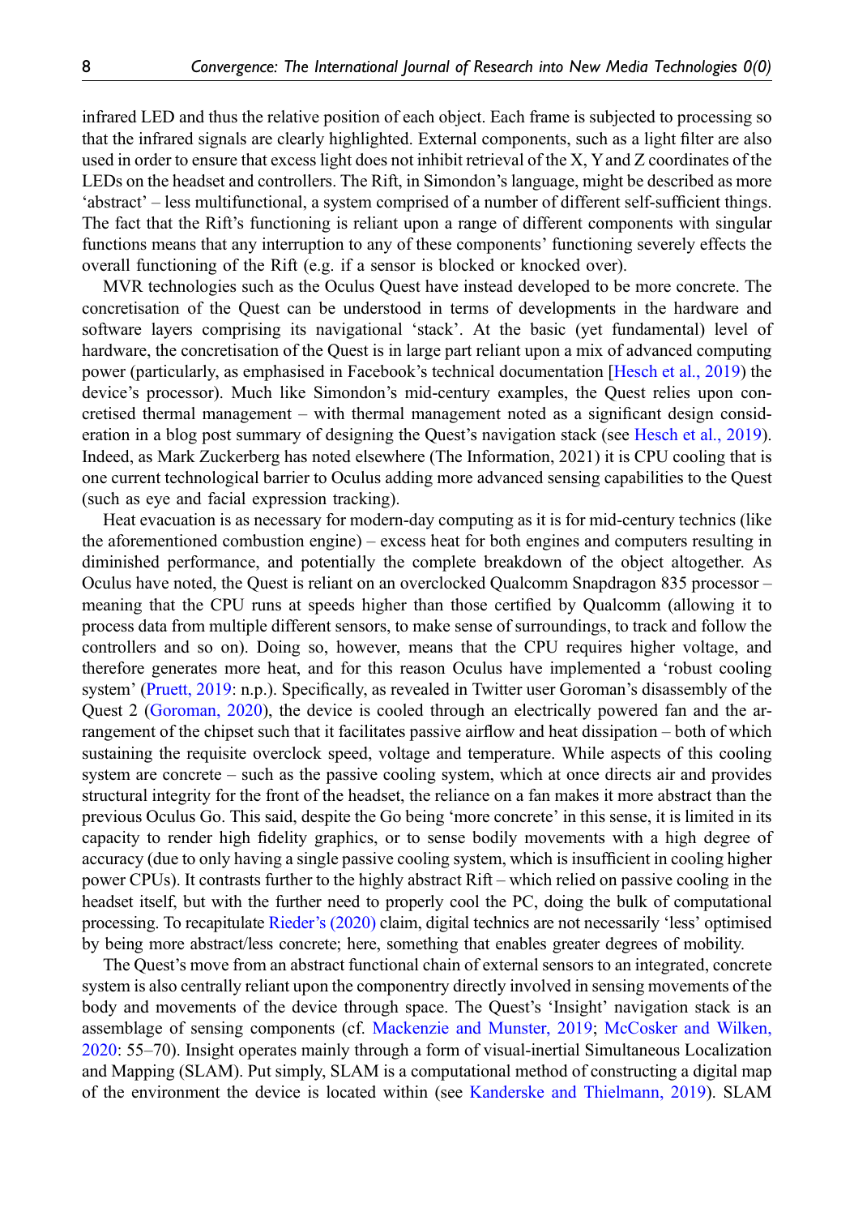infrared LED and thus the relative position of each object. Each frame is subjected to processing so that the infrared signals are clearly highlighted. External components, such as a light filter are also used in order to ensure that excess light does not inhibit retrieval of the X, Y and Z coordinates of the LEDs on the headset and controllers. The Rift, in Simondon's language, might be described as more 'abstract' – less multifunctional, a system comprised of a number of different self-sufficient things. The fact that the Rift's functioning is reliant upon a range of different components with singular functions means that any interruption to any of these components' functioning severely effects the overall functioning of the Rift (e.g. if a sensor is blocked or knocked over).

MVR technologies such as the Oculus Quest have instead developed to be more concrete. The concretisation of the Quest can be understood in terms of developments in the hardware and software layers comprising its navigational 'stack'. At the basic (yet fundamental) level of hardware, the concretisation of the Quest is in large part reliant upon a mix of advanced computing power (particularly, as emphasised in Facebook's technical documentation [Hesch et al., 2019) the device's processor). Much like Simondon's mid-century examples, the Quest relies upon concretised thermal management – with thermal management noted as a significant design consideration in a blog post summary of designing the Quest's navigation stack (see Hesch et al., 2019). Indeed, as Mark Zuckerberg has noted elsewhere (The Information, 2021) it is CPU cooling that is one current technological barrier to Oculus adding more advanced sensing capabilities to the Quest (such as eye and facial expression tracking).

Heat evacuation is as necessary for modern-day computing as it is for mid-century technics (like the aforementioned combustion engine) – excess heat for both engines and computers resulting in diminished performance, and potentially the complete breakdown of the object altogether. As Oculus have noted, the Quest is reliant on an overclocked Qualcomm Snapdragon 835 processor – meaning that the CPU runs at speeds higher than those certified by Qualcomm (allowing it to process data from multiple different sensors, to make sense of surroundings, to track and follow the controllers and so on). Doing so, however, means that the CPU requires higher voltage, and therefore generates more heat, and for this reason Oculus have implemented a 'robust cooling system' (Pruett, 2019: n.p.). Specifically, as revealed in Twitter user Goroman's disassembly of the Quest 2 (Goroman, 2020), the device is cooled through an electrically powered fan and the arrangement of the chipset such that it facilitates passive airflow and heat dissipation – both of which sustaining the requisite overclock speed, voltage and temperature. While aspects of this cooling system are concrete – such as the passive cooling system, which at once directs air and provides structural integrity for the front of the headset, the reliance on a fan makes it more abstract than the previous Oculus Go. This said, despite the Go being 'more concrete' in this sense, it is limited in its capacity to render high fidelity graphics, or to sense bodily movements with a high degree of accuracy (due to only having a single passive cooling system, which is insufficient in cooling higher power CPUs). It contrasts further to the highly abstract Rift – which relied on passive cooling in the headset itself, but with the further need to properly cool the PC, doing the bulk of computational processing. To recapitulate Rieder's (2020) claim, digital technics are not necessarily 'less' optimised by being more abstract/less concrete; here, something that enables greater degrees of mobility.

The Quest's move from an abstract functional chain of external sensors to an integrated, concrete system is also centrally reliant upon the componentry directly involved in sensing movements of the body and movements of the device through space. The Quest's 'Insight' navigation stack is an assemblage of sensing components (cf. Mackenzie and Munster, 2019; McCosker and Wilken, 2020: 55–70). Insight operates mainly through a form of visual-inertial Simultaneous Localization and Mapping (SLAM). Put simply, SLAM is a computational method of constructing a digital map of the environment the device is located within (see Kanderske and Thielmann, 2019). SLAM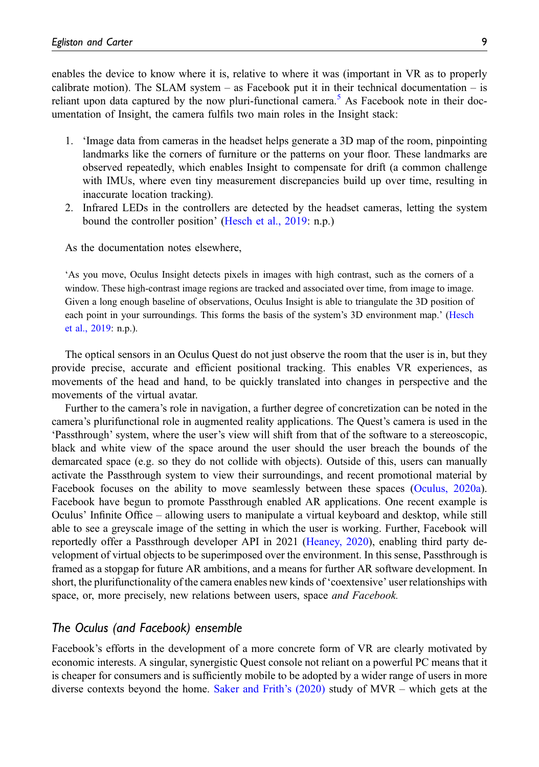enables the device to know where it is, relative to where it was (important in VR as to properly calibrate motion). The SLAM system – as Facebook put it in their technical documentation – is reliant upon data captured by the now pluri-functional camera.[5] As Facebook note in their documentation of Insight, the camera fulfils two main roles in the Insight stack:

1. 'Image data from cameras in the headset helps generate a 3D map of the room, pinpointing landmarks like the corners of furniture or the patterns on your floor. These landmarks are observed repeatedly, which enables Insight to compensate for drift (a common challenge with IMUs, where even tiny measurement discrepancies build up over time, resulting in inaccurate location tracking).
2. Infrared LEDs in the controllers are detected by the headset cameras, letting the system bound the controller position' (Hesch et al., 2019: n.p.)

As the documentation notes elsewhere,

> 'As you move, Oculus Insight detects pixels in images with high contrast, such as the corners of a window. These high-contrast image regions are tracked and associated over time, from image to image. Given a long enough baseline of observations, Oculus Insight is able to triangulate the 3D position of each point in your surroundings. This forms the basis of the system's 3D environment map.' (Hesch et al., 2019: n.p.).

The optical sensors in an Oculus Quest do not just observe the room that the user is in, but they provide precise, accurate and efficient positional tracking. This enables VR experiences, as movements of the head and hand, to be quickly translated into changes in perspective and the movements of the virtual avatar.

Further to the camera's role in navigation, a further degree of concretization can be noted in the camera's plurifunctional role in augmented reality applications. The Quest's camera is used in the 'Passthrough' system, where the user's view will shift from that of the software to a stereoscopic, black and white view of the space around the user should the user breach the bounds of the demarcated space (e.g. so they do not collide with objects). Outside of this, users can manually activate the Passthrough system to view their surroundings, and recent promotional material by Facebook focuses on the ability to move seamlessly between these spaces (Oculus, 2020a). Facebook have begun to promote Passthrough enabled AR applications. One recent example is Oculus' Infinite Office – allowing users to manipulate a virtual keyboard and desktop, while still able to see a greyscale image of the setting in which the user is working. Further, Facebook will reportedly offer a Passthrough developer API in 2021 (Heaney, 2020), enabling third party development of virtual objects to be superimposed over the environment. In this sense, Passthrough is framed as a stopgap for future AR ambitions, and a means for further AR software development. In short, the plurifunctionality of the camera enables new kinds of 'coextensive' user relationships with space, or, more precisely, new relations between users, space *and Facebook.*

## The Oculus (and Facebook) ensemble

Facebook's efforts in the development of a more concrete form of VR are clearly motivated by economic interests. A singular, synergistic Quest console not reliant on a powerful PC means that it is cheaper for consumers and is sufficiently mobile to be adopted by a wider range of users in more diverse contexts beyond the home. Saker and Frith's (2020) study of MVR – which gets at the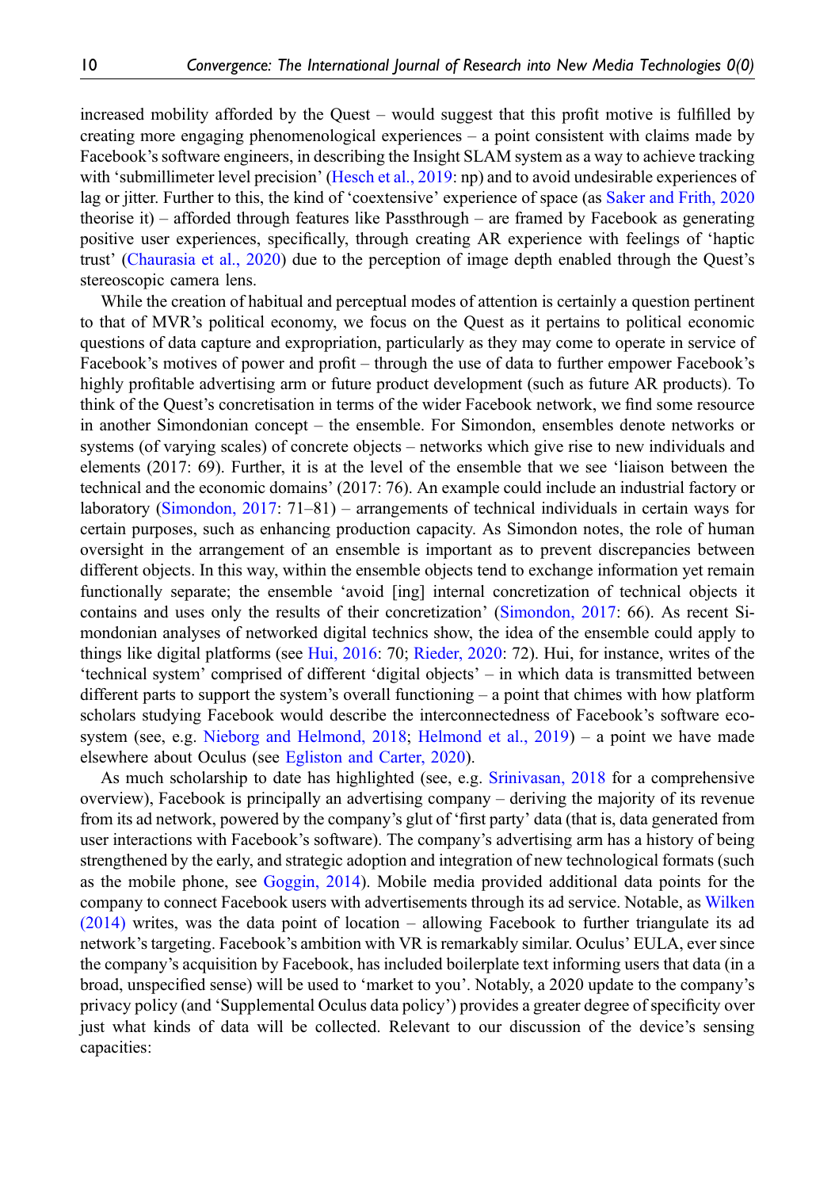increased mobility afforded by the Quest – would suggest that this profit motive is fulfilled by creating more engaging phenomenological experiences – a point consistent with claims made by Facebook's software engineers, in describing the Insight SLAM system as a way to achieve tracking with 'submillimeter level precision' (Hesch et al., 2019: np) and to avoid undesirable experiences of lag or jitter. Further to this, the kind of 'coextensive' experience of space (as Saker and Frith, 2020 theorise it) – afforded through features like Passthrough – are framed by Facebook as generating positive user experiences, specifically, through creating AR experience with feelings of 'haptic trust' (Chaurasia et al., 2020) due to the perception of image depth enabled through the Quest's stereoscopic camera lens.

While the creation of habitual and perceptual modes of attention is certainly a question pertinent to that of MVR's political economy, we focus on the Quest as it pertains to political economic questions of data capture and expropriation, particularly as they may come to operate in service of Facebook's motives of power and profit – through the use of data to further empower Facebook's highly profitable advertising arm or future product development (such as future AR products). To think of the Quest's concretisation in terms of the wider Facebook network, we find some resource in another Simondonian concept – the ensemble. For Simondon, ensembles denote networks or systems (of varying scales) of concrete objects – networks which give rise to new individuals and elements (2017: 69). Further, it is at the level of the ensemble that we see 'liaison between the technical and the economic domains' (2017: 76). An example could include an industrial factory or laboratory (Simondon, 2017: 71–81) – arrangements of technical individuals in certain ways for certain purposes, such as enhancing production capacity. As Simondon notes, the role of human oversight in the arrangement of an ensemble is important as to prevent discrepancies between different objects. In this way, within the ensemble objects tend to exchange information yet remain functionally separate; the ensemble 'avoid [ing] internal concretization of technical objects it contains and uses only the results of their concretization' (Simondon, 2017: 66). As recent Simondonian analyses of networked digital technics show, the idea of the ensemble could apply to things like digital platforms (see Hui, 2016: 70; Rieder, 2020: 72). Hui, for instance, writes of the 'technical system' comprised of different 'digital objects' – in which data is transmitted between different parts to support the system's overall functioning – a point that chimes with how platform scholars studying Facebook would describe the interconnectedness of Facebook's software ecosystem (see, e.g. Nieborg and Helmond, 2018; Helmond et al., 2019) – a point we have made elsewhere about Oculus (see Egliston and Carter, 2020).

As much scholarship to date has highlighted (see, e.g. Srinivasan, 2018 for a comprehensive overview), Facebook is principally an advertising company – deriving the majority of its revenue from its ad network, powered by the company's glut of 'first party' data (that is, data generated from user interactions with Facebook's software). The company's advertising arm has a history of being strengthened by the early, and strategic adoption and integration of new technological formats (such as the mobile phone, see Goggin, 2014). Mobile media provided additional data points for the company to connect Facebook users with advertisements through its ad service. Notable, as Wilken (2014) writes, was the data point of location – allowing Facebook to further triangulate its ad network's targeting. Facebook's ambition with VR is remarkably similar. Oculus' EULA, ever since the company's acquisition by Facebook, has included boilerplate text informing users that data (in a broad, unspecified sense) will be used to 'market to you'. Notably, a 2020 update to the company's privacy policy (and 'Supplemental Oculus data policy') provides a greater degree of specificity over just what kinds of data will be collected. Relevant to our discussion of the device's sensing capacities: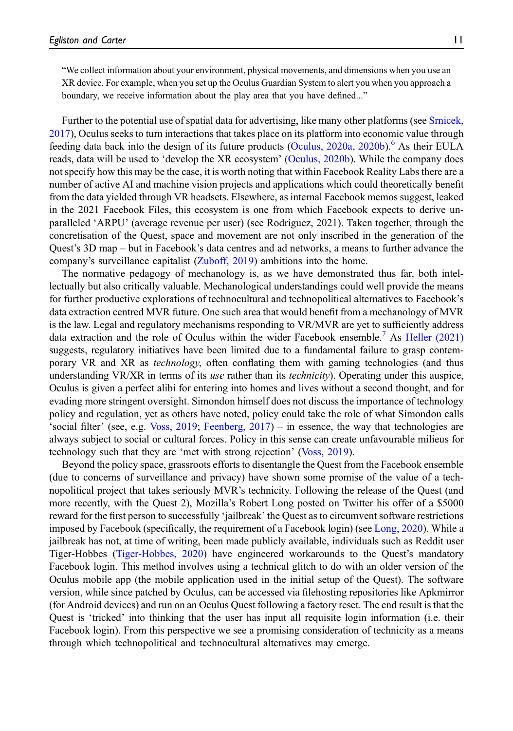> “We collect information about your environment, physical movements, and dimensions when you use an XR device. For example, when you set up the Oculus Guardian System to alert you when you approach a boundary, we receive information about the play area that you have defined...”

Further to the potential use of spatial data for advertising, like many other platforms (see Srnicek, 2017), Oculus seeks to turn interactions that takes place on its platform into economic value through feeding data back into the design of its future products (Oculus, 2020a, 2020b).[6] As their EULA reads, data will be used to ‘develop the XR ecosystem’ (Oculus, 2020b). While the company does not specify how this may be the case, it is worth noting that within Facebook Reality Labs there are a number of active AI and machine vision projects and applications which could theoretically benefit from the data yielded through VR headsets. Elsewhere, as internal Facebook memos suggest, leaked in the 2021 Facebook Files, this ecosystem is one from which Facebook expects to derive unparalleled ‘ARPU’ (average revenue per user) (see Rodriguez, 2021). Taken together, through the concretisation of the Quest, space and movement are not only inscribed in the generation of the Quest’s 3D map – but in Facebook’s data centres and ad networks, a means to further advance the company’s surveillance capitalist (Zuboff, 2019) ambitions into the home.

The normative pedagogy of mechanology is, as we have demonstrated thus far, both intellectually but also critically valuable. Mechanological understandings could well provide the means for further productive explorations of technocultural and technopolitical alternatives to Facebook’s data extraction centred MVR future. One such area that would benefit from a mechanology of MVR is the law. Legal and regulatory mechanisms responding to VR/MVR are yet to sufficiently address data extraction and the role of Oculus within the wider Facebook ensemble.[7] As Heller (2021) suggests, regulatory initiatives have been limited due to a fundamental failure to grasp contemporary VR and XR as *technology*, often conflating them with gaming technologies (and thus understanding VR/XR in terms of its *use* rather than its *technicity*). Operating under this auspice, Oculus is given a perfect alibi for entering into homes and lives without a second thought, and for evading more stringent oversight. Simondon himself does not discuss the importance of technology policy and regulation, yet as others have noted, policy could take the role of what Simondon calls ‘social filter’ (see, e.g. Voss, 2019; Feenberg, 2017) – in essence, the way that technologies are always subject to social or cultural forces. Policy in this sense can create unfavourable milieus for technology such that they are ‘met with strong rejection’ (Voss, 2019).

Beyond the policy space, grassroots efforts to disentangle the Quest from the Facebook ensemble (due to concerns of surveillance and privacy) have shown some promise of the value of a technopolitical project that takes seriously MVR’s technicity. Following the release of the Quest (and more recently, with the Quest 2), Mozilla’s Robert Long posted on Twitter his offer of a $5000 reward for the first person to successfully ‘jailbreak’ the Quest as to circumvent software restrictions imposed by Facebook (specifically, the requirement of a Facebook login) (see Long, 2020). While a jailbreak has not, at time of writing, been made publicly available, individuals such as Reddit user Tiger-Hobbes (Tiger-Hobbes, 2020) have engineered workarounds to the Quest’s mandatory Facebook login. This method involves using a technical glitch to do with an older version of the Oculus mobile app (the mobile application used in the initial setup of the Quest). The software version, while since patched by Oculus, can be accessed via filehosting repositories like Apkmirror (for Android devices) and run on an Oculus Quest following a factory reset. The end result is that the Quest is ‘tricked’ into thinking that the user has input all requisite login information (i.e. their Facebook login). From this perspective we see a promising consideration of technicity as a means through which technopolitical and technocultural alternatives may emerge.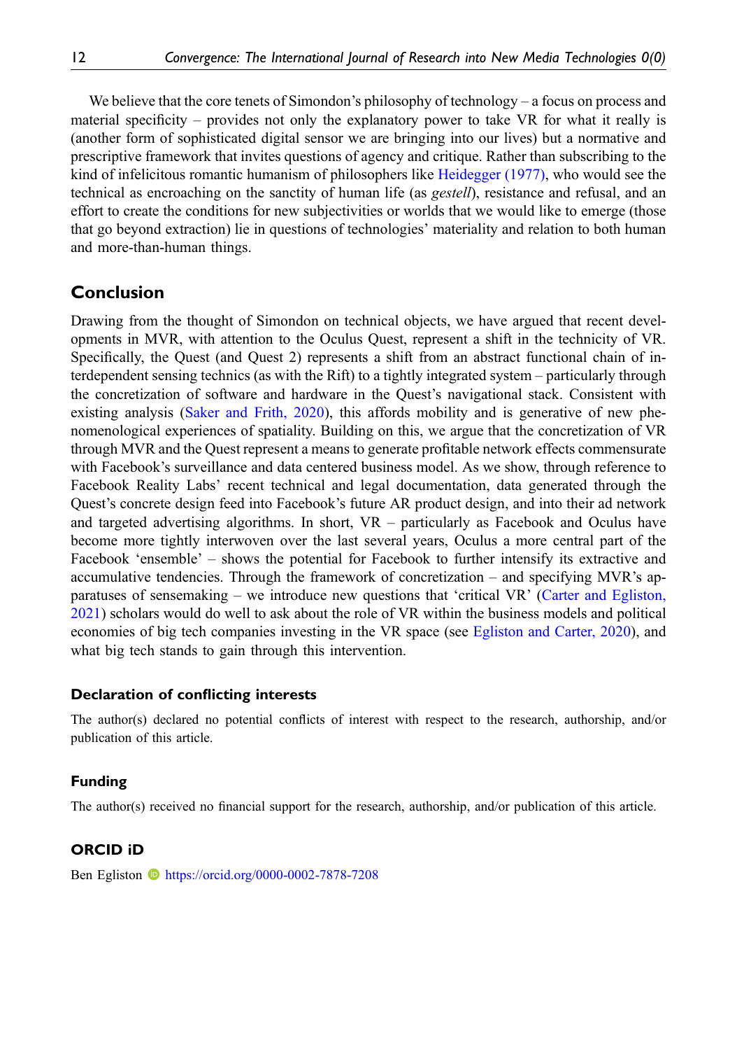We believe that the core tenets of Simondon's philosophy of technology – a focus on process and material specificity – provides not only the explanatory power to take VR for what it really is (another form of sophisticated digital sensor we are bringing into our lives) but a normative and prescriptive framework that invites questions of agency and critique. Rather than subscribing to the kind of infelicitous romantic humanism of philosophers like Heidegger (1977), who would see the technical as encroaching on the sanctity of human life (as *gestell*), resistance and refusal, and an effort to create the conditions for new subjectivities or worlds that we would like to emerge (those that go beyond extraction) lie in questions of technologies' materiality and relation to both human and more-than-human things.

## Conclusion

Drawing from the thought of Simondon on technical objects, we have argued that recent developments in MVR, with attention to the Oculus Quest, represent a shift in the technicity of VR. Specifically, the Quest (and Quest 2) represents a shift from an abstract functional chain of interdependent sensing technics (as with the Rift) to a tightly integrated system – particularly through the concretization of software and hardware in the Quest's navigational stack. Consistent with existing analysis (Saker and Frith, 2020), this affords mobility and is generative of new phenomenological experiences of spatiality. Building on this, we argue that the concretization of VR through MVR and the Quest represent a means to generate profitable network effects commensurate with Facebook's surveillance and data centered business model. As we show, through reference to Facebook Reality Labs' recent technical and legal documentation, data generated through the Quest's concrete design feed into Facebook's future AR product design, and into their ad network and targeted advertising algorithms. In short, VR – particularly as Facebook and Oculus have become more tightly interwoven over the last several years, Oculus a more central part of the Facebook 'ensemble' – shows the potential for Facebook to further intensify its extractive and accumulative tendencies. Through the framework of concretization – and specifying MVR's apparatuses of sensemaking – we introduce new questions that 'critical VR' (Carter and Egliston, 2021) scholars would do well to ask about the role of VR within the business models and political economies of big tech companies investing in the VR space (see Egliston and Carter, 2020), and what big tech stands to gain through this intervention.

### Declaration of conflicting interests

The author(s) declared no potential conflicts of interest with respect to the research, authorship, and/or publication of this article.

### Funding

The author(s) received no financial support for the research, authorship, and/or publication of this article.

### ORCID iD

Ben Egliston https://orcid.org/0000-0002-7878-7208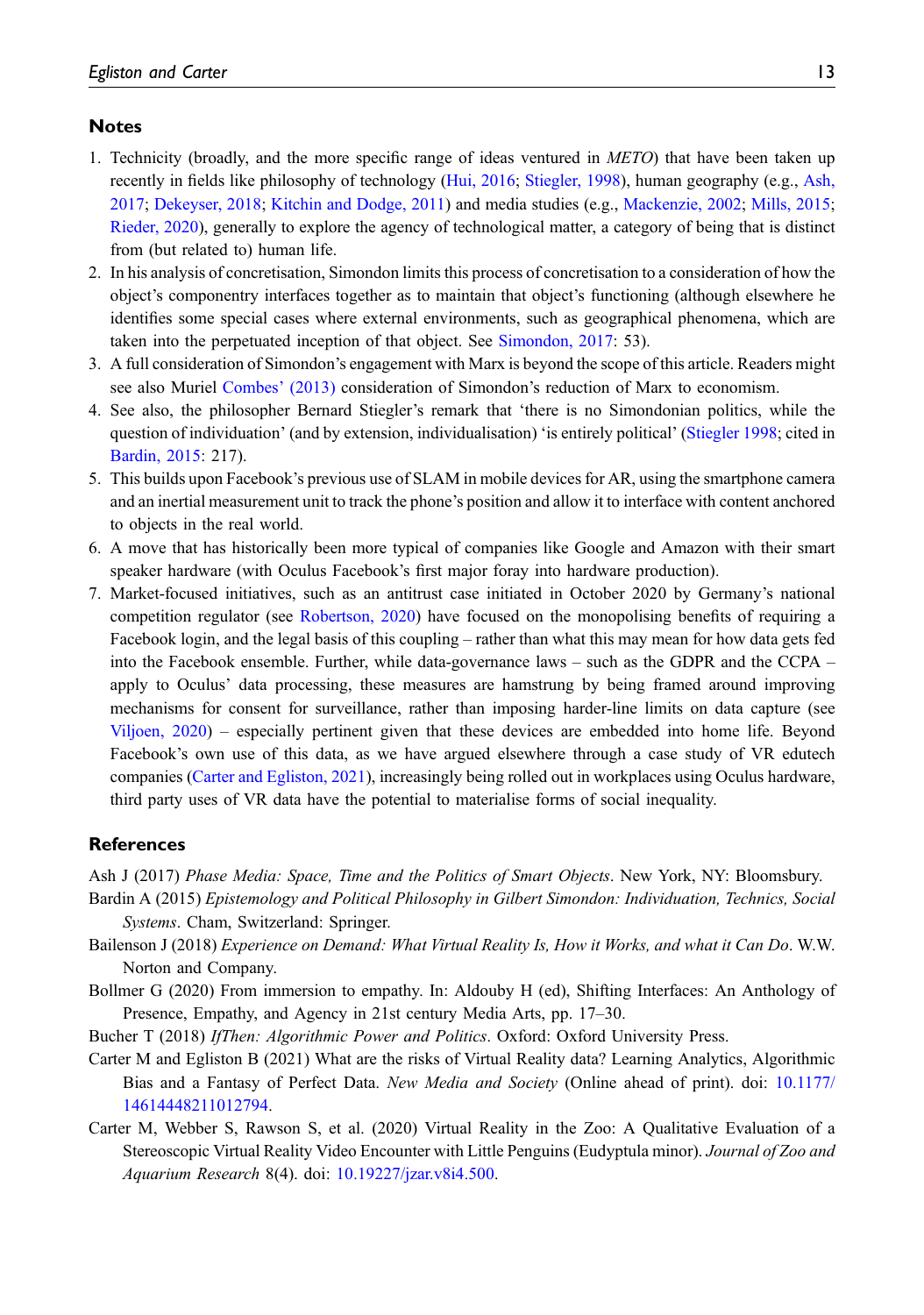## Notes

1. Technicity (broadly, and the more specific range of ideas ventured in *METO*) that have been taken up recently in fields like philosophy of technology (Hui, 2016; Stiegler, 1998), human geography (e.g., Ash, 2017; Dekeyser, 2018; Kitchin and Dodge, 2011) and media studies (e.g., Mackenzie, 2002; Mills, 2015; Rieder, 2020), generally to explore the agency of technological matter, a category of being that is distinct from (but related to) human life.
2. In his analysis of concretisation, Simondon limits this process of concretisation to a consideration of how the object's componentry interfaces together as to maintain that object's functioning (although elsewhere he identifies some special cases where external environments, such as geographical phenomena, which are taken into the perpetuated inception of that object. See Simondon, 2017: 53).
3. A full consideration of Simondon's engagement with Marx is beyond the scope of this article. Readers might see also Muriel Combes' (2013) consideration of Simondon's reduction of Marx to economism.
4. See also, the philosopher Bernard Stiegler's remark that 'there is no Simondonian politics, while the question of individuation' (and by extension, individualisation) 'is entirely political' (Stiegler 1998; cited in Bardin, 2015: 217).
5. This builds upon Facebook's previous use of SLAM in mobile devices for AR, using the smartphone camera and an inertial measurement unit to track the phone's position and allow it to interface with content anchored to objects in the real world.
6. A move that has historically been more typical of companies like Google and Amazon with their smart speaker hardware (with Oculus Facebook's first major foray into hardware production).
7. Market-focused initiatives, such as an antitrust case initiated in October 2020 by Germany's national competition regulator (see Robertson, 2020) have focused on the monopolising benefits of requiring a Facebook login, and the legal basis of this coupling – rather than what this may mean for how data gets fed into the Facebook ensemble. Further, while data-governance laws – such as the GDPR and the CCPA – apply to Oculus' data processing, these measures are hamstrung by being framed around improving mechanisms for consent for surveillance, rather than imposing harder-line limits on data capture (see Viljoen, 2020) – especially pertinent given that these devices are embedded into home life. Beyond Facebook's own use of this data, as we have argued elsewhere through a case study of VR edutech companies (Carter and Egliston, 2021), increasingly being rolled out in workplaces using Oculus hardware, third party uses of VR data have the potential to materialise forms of social inequality.

## References

Ash J (2017) *Phase Media: Space, Time and the Politics of Smart Objects*. New York, NY: Bloomsbury.

Bardin A (2015) *Epistemology and Political Philosophy in Gilbert Simondon: Individuation, Technics, Social Systems*. Cham, Switzerland: Springer.

Bailenson J (2018) *Experience on Demand: What Virtual Reality Is, How it Works, and what it Can Do*. W.W. Norton and Company.

Bollmer G (2020) From immersion to empathy. In: Aldouby H (ed), Shifting Interfaces: An Anthology of Presence, Empathy, and Agency in 21st century Media Arts, pp. 17–30.

Bucher T (2018) *IfThen: Algorithmic Power and Politics*. Oxford: Oxford University Press.

Carter M and Egliston B (2021) What are the risks of Virtual Reality data? Learning Analytics, Algorithmic Bias and a Fantasy of Perfect Data. *New Media and Society* (Online ahead of print). doi: 10.1177/14614448211012794.

Carter M, Webber S, Rawson S, et al. (2020) Virtual Reality in the Zoo: A Qualitative Evaluation of a Stereoscopic Virtual Reality Video Encounter with Little Penguins (Eudyptula minor). *Journal of Zoo and Aquarium Research* 8(4). doi: 10.19227/jzar.v8i4.500.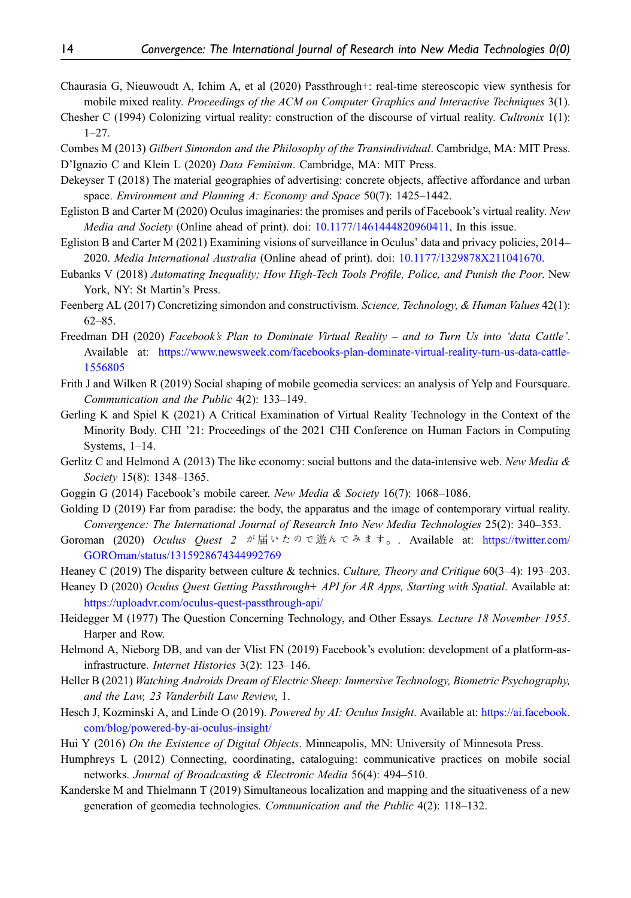Chaurasia G, Nieuwoudt A, Ichim A, et al (2020) Passthrough+: real-time stereoscopic view synthesis for mobile mixed reality. *Proceedings of the ACM on Computer Graphics and Interactive Techniques* 3(1).

Chesher C (1994) Colonizing virtual reality: construction of the discourse of virtual reality. *Cultronix* 1(1): 1–27.

Combes M (2013) *Gilbert Simondon and the Philosophy of the Transindividual*. Cambridge, MA: MIT Press.

D'Ignazio C and Klein L (2020) *Data Feminism*. Cambridge, MA: MIT Press.

Dekeyser T (2018) The material geographies of advertising: concrete objects, affective affordance and urban space. *Environment and Planning A: Economy and Space* 50(7): 1425–1442.

Egliston B and Carter M (2020) Oculus imaginaries: the promises and perils of Facebook's virtual reality. *New Media and Society* (Online ahead of print). doi: 10.1177/1461444820960411, In this issue.

Egliston B and Carter M (2021) Examining visions of surveillance in Oculus' data and privacy policies, 2014–2020. *Media International Australia* (Online ahead of print). doi: 10.1177/1329878X211041670.

Eubanks V (2018) *Automating Inequality; How High-Tech Tools Profile, Police, and Punish the Poor*. New York, NY: St Martin's Press.

Feenberg AL (2017) Concretizing simondon and constructivism. *Science, Technology, & Human Values* 42(1): 62–85.

Freedman DH (2020) *Facebook's Plan to Dominate Virtual Reality – and to Turn Us into 'data Cattle'*. Available at: https://www.newsweek.com/facebooks-plan-dominate-virtual-reality-turn-us-data-cattle-1556805

Frith J and Wilken R (2019) Social shaping of mobile geomedia services: an analysis of Yelp and Foursquare. *Communication and the Public* 4(2): 133–149.

Gerling K and Spiel K (2021) A Critical Examination of Virtual Reality Technology in the Context of the Minority Body. CHI '21: Proceedings of the 2021 CHI Conference on Human Factors in Computing Systems, 1–14.

Gerlitz C and Helmond A (2013) The like economy: social buttons and the data-intensive web. *New Media & Society* 15(8): 1348–1365.

Goggin G (2014) Facebook's mobile career. *New Media & Society* 16(7): 1068–1086.

Golding D (2019) Far from paradise: the body, the apparatus and the image of contemporary virtual reality. *Convergence: The International Journal of Research Into New Media Technologies* 25(2): 340–353.

Goroman (2020) *Oculus Quest 2 が届いたので遊んでみます。*. Available at: https://twitter.com/GOROman/status/1315928674344992769

Heaney C (2019) The disparity between culture & technics. *Culture, Theory and Critique* 60(3–4): 193–203.

Heaney D (2020) *Oculus Quest Getting Passthrough+ API for AR Apps, Starting with Spatial*. Available at: https://uploadvr.com/oculus-quest-passthrough-api/

Heidegger M (1977) The Question Concerning Technology, and Other Essays*. Lecture 18 November 1955*. Harper and Row.

Helmond A, Nieborg DB, and van der Vlist FN (2019) Facebook's evolution: development of a platform-as-infrastructure. *Internet Histories* 3(2): 123–146.

Heller B (2021) *Watching Androids Dream of Electric Sheep: Immersive Technology, Biometric Psychography, and the Law, 23 Vanderbilt Law Review*, 1.

Hesch J, Kozminski A, and Linde O (2019). *Powered by AI: Oculus Insight*. Available at: https://ai.facebook.com/blog/powered-by-ai-oculus-insight/

Hui Y (2016) *On the Existence of Digital Objects*. Minneapolis, MN: University of Minnesota Press.

Humphreys L (2012) Connecting, coordinating, cataloguing: communicative practices on mobile social networks. *Journal of Broadcasting & Electronic Media* 56(4): 494–510.

Kanderske M and Thielmann T (2019) Simultaneous localization and mapping and the situativeness of a new generation of geomedia technologies. *Communication and the Public* 4(2): 118–132.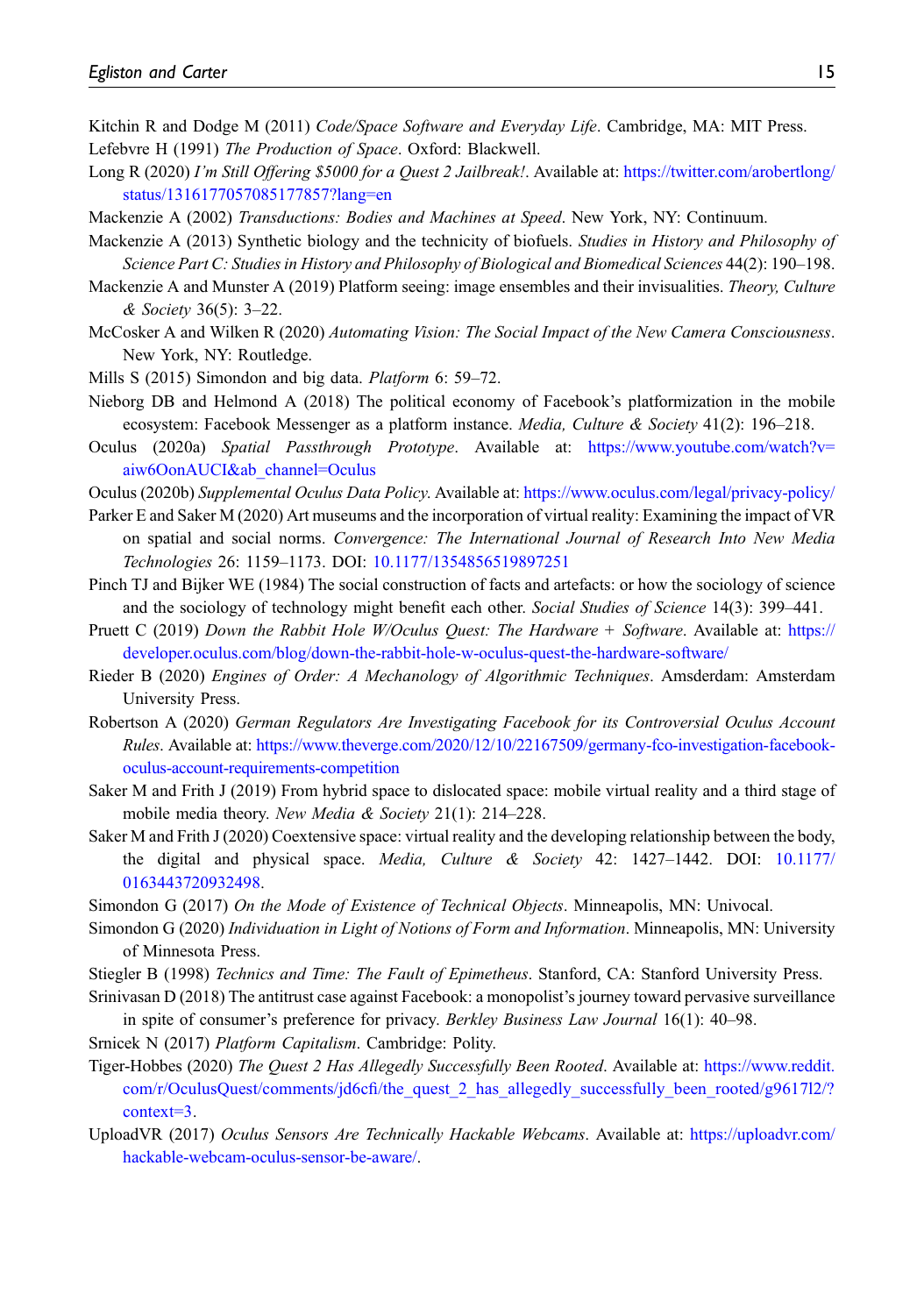Kitchin R and Dodge M (2011) *Code/Space Software and Everyday Life*. Cambridge, MA: MIT Press.

Lefebvre H (1991) *The Production of Space*. Oxford: Blackwell.

Long R (2020) *I'm Still Offering $5000 for a Quest 2 Jailbreak!*. Available at: https://twitter.com/arobertlong/status/1316177057085177857?lang=en

Mackenzie A (2002) *Transductions: Bodies and Machines at Speed*. New York, NY: Continuum.

Mackenzie A (2013) Synthetic biology and the technicity of biofuels. *Studies in History and Philosophy of Science Part C: Studies in History and Philosophy of Biological and Biomedical Sciences* 44(2): 190–198.

Mackenzie A and Munster A (2019) Platform seeing: image ensembles and their invisualities. *Theory, Culture & Society* 36(5): 3–22.

McCosker A and Wilken R (2020) *Automating Vision: The Social Impact of the New Camera Consciousness*. New York, NY: Routledge.

Mills S (2015) Simondon and big data. *Platform* 6: 59–72.

Nieborg DB and Helmond A (2018) The political economy of Facebook's platformization in the mobile ecosystem: Facebook Messenger as a platform instance. *Media, Culture & Society* 41(2): 196–218.

Oculus (2020a) *Spatial Passthrough Prototype*. Available at: https://www.youtube.com/watch?v=aiw6OonAUCI&ab_channel=Oculus

Oculus (2020b) *Supplemental Oculus Data Policy*. Available at: https://www.oculus.com/legal/privacy-policy/

Parker E and Saker M (2020) Art museums and the incorporation of virtual reality: Examining the impact of VR on spatial and social norms. *Convergence: The International Journal of Research Into New Media Technologies* 26: 1159–1173. DOI: 10.1177/1354856519897251

Pinch TJ and Bijker WE (1984) The social construction of facts and artefacts: or how the sociology of science and the sociology of technology might benefit each other. *Social Studies of Science* 14(3): 399–441.

Pruett C (2019) *Down the Rabbit Hole W/Oculus Quest: The Hardware + Software*. Available at: https://developer.oculus.com/blog/down-the-rabbit-hole-w-oculus-quest-the-hardware-software/

Rieder B (2020) *Engines of Order: A Mechanology of Algorithmic Techniques*. Amsderdam: Amsterdam University Press.

Robertson A (2020) *German Regulators Are Investigating Facebook for its Controversial Oculus Account Rules*. Available at: https://www.theverge.com/2020/12/10/22167509/germany-fco-investigation-facebook-oculus-account-requirements-competition

Saker M and Frith J (2019) From hybrid space to dislocated space: mobile virtual reality and a third stage of mobile media theory. *New Media & Society* 21(1): 214–228.

Saker M and Frith J (2020) Coextensive space: virtual reality and the developing relationship between the body, the digital and physical space. *Media, Culture & Society* 42: 1427–1442. DOI: 10.1177/0163443720932498.

Simondon G (2017) *On the Mode of Existence of Technical Objects*. Minneapolis, MN: Univocal.

Simondon G (2020) *Individuation in Light of Notions of Form and Information*. Minneapolis, MN: University of Minnesota Press.

Stiegler B (1998) *Technics and Time: The Fault of Epimetheus*. Stanford, CA: Stanford University Press.

Srinivasan D (2018) The antitrust case against Facebook: a monopolist's journey toward pervasive surveillance in spite of consumer's preference for privacy. *Berkley Business Law Journal* 16(1): 40–98.

Srnicek N (2017) *Platform Capitalism*. Cambridge: Polity.

Tiger-Hobbes (2020) *The Quest 2 Has Allegedly Successfully Been Rooted*. Available at: https://www.reddit.com/r/OculusQuest/comments/jd6cfi/the_quest_2_has_allegedly_successfully_been_rooted/g9617l2/?context=3.

UploadVR (2017) *Oculus Sensors Are Technically Hackable Webcams*. Available at: https://uploadvr.com/hackable-webcam-oculus-sensor-be-aware/.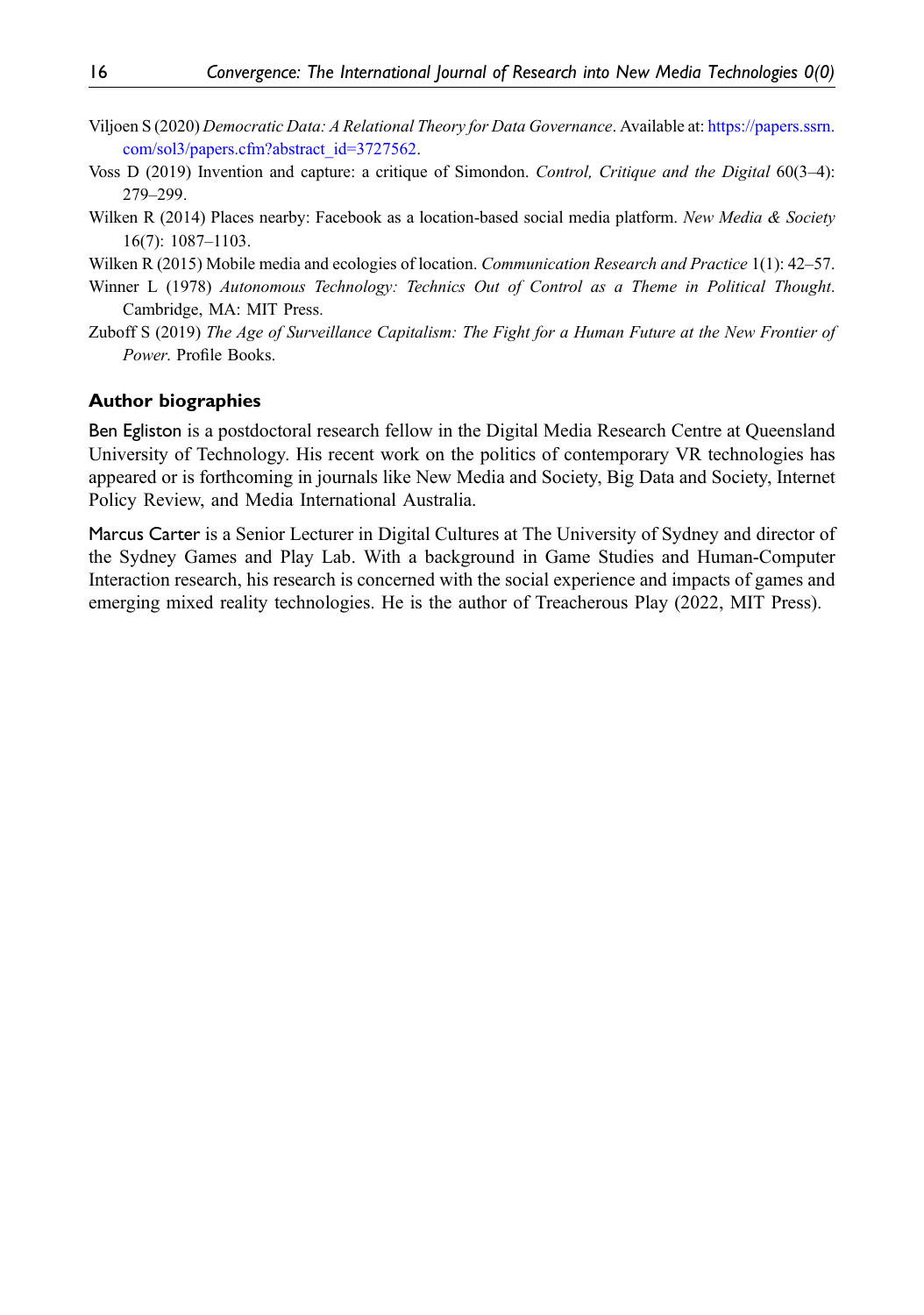Viljoen S (2020) *Democratic Data: A Relational Theory for Data Governance*. Available at: https://papers.ssrn.com/sol3/papers.cfm?abstract_id=3727562.

Voss D (2019) Invention and capture: a critique of Simondon. *Control, Critique and the Digital* 60(3–4): 279–299.

Wilken R (2014) Places nearby: Facebook as a location-based social media platform. *New Media & Society* 16(7): 1087–1103.

Wilken R (2015) Mobile media and ecologies of location. *Communication Research and Practice* 1(1): 42–57.

Winner L (1978) *Autonomous Technology: Technics Out of Control as a Theme in Political Thought*. Cambridge, MA: MIT Press.

Zuboff S (2019) *The Age of Surveillance Capitalism: The Fight for a Human Future at the New Frontier of Power*. Profile Books.

## Author biographies

Ben Egliston is a postdoctoral research fellow in the Digital Media Research Centre at Queensland University of Technology. His recent work on the politics of contemporary VR technologies has appeared or is forthcoming in journals like New Media and Society, Big Data and Society, Internet Policy Review, and Media International Australia.

Marcus Carter is a Senior Lecturer in Digital Cultures at The University of Sydney and director of the Sydney Games and Play Lab. With a background in Game Studies and Human-Computer Interaction research, his research is concerned with the social experience and impacts of games and emerging mixed reality technologies. He is the author of Treacherous Play (2022, MIT Press).